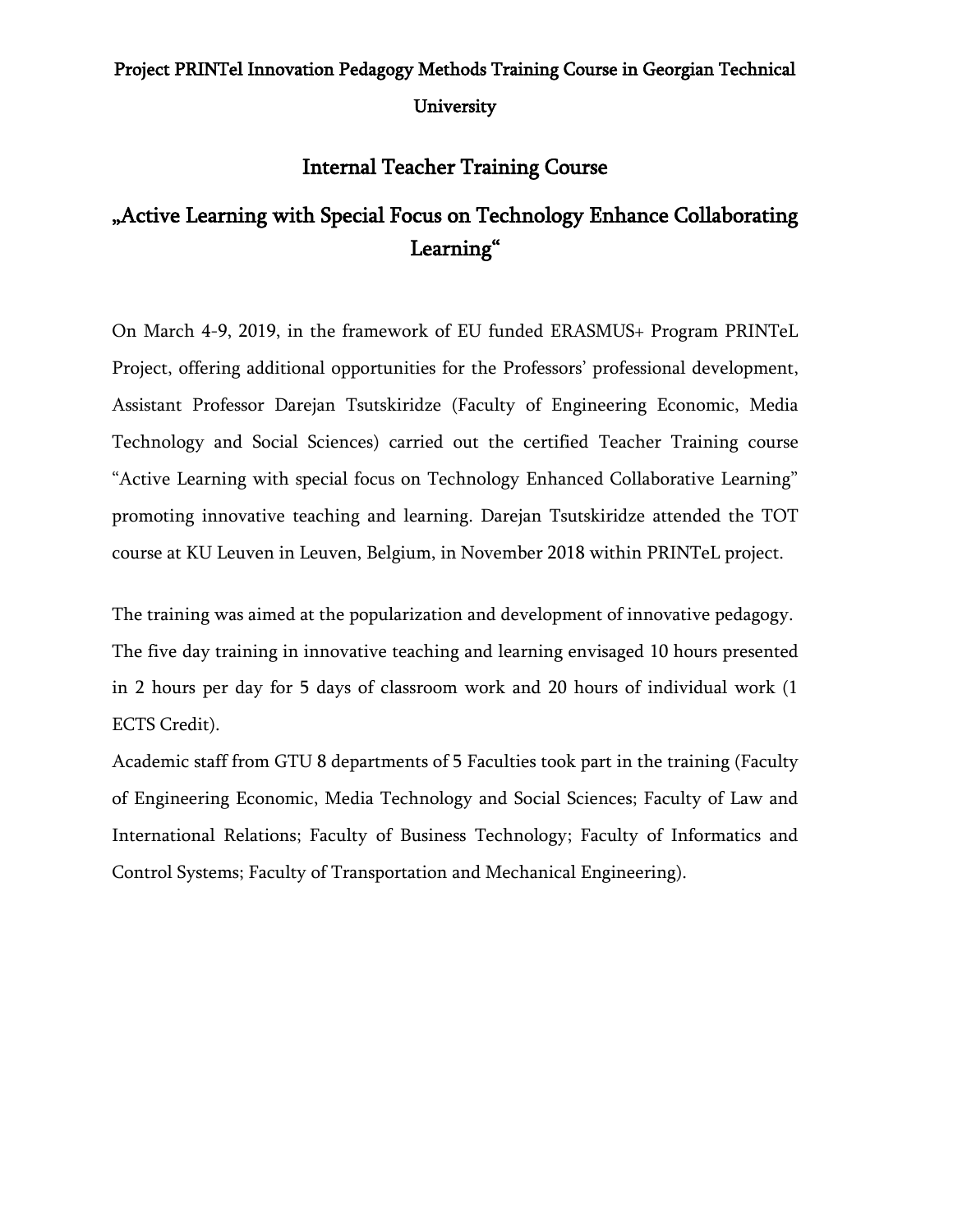# Project PRINTel Innovation Pedagogy Methods Training Course in Georgian Technical University

## Internal Teacher Training Course

## „Active Learning with Special Focus on Technology Enhance Collaborating Learning“

On March 4-9, 2019, in the framework of EU funded ERASMUS+ Program PRINTeL Project, offering additional opportunities for the Professors' professional development, Assistant Professor Darejan Tsutskiridze (Faculty of Engineering Economic, Media Technology and Social Sciences) carried out the certified Teacher Training course "Active Learning with special focus on Technology Enhanced Collaborative Learning" promoting innovative teaching and learning. Darejan Tsutskiridze attended the TOT course at KU Leuven in Leuven, Belgium, in November 2018 within PRINTeL project.

The training was aimed at the popularization and development of innovative pedagogy. The five day training in innovative teaching and learning envisaged 10 hours presented in 2 hours per day for 5 days of classroom work and 20 hours of individual work (1 ECTS Credit).

Academic staff from GTU 8 departments of 5 Faculties took part in the training (Faculty of Engineering Economic, Media Technology and Social Sciences; Faculty of Law and International Relations; Faculty of Business Technology; Faculty of Informatics and Control Systems; Faculty of Transportation and Mechanical Engineering).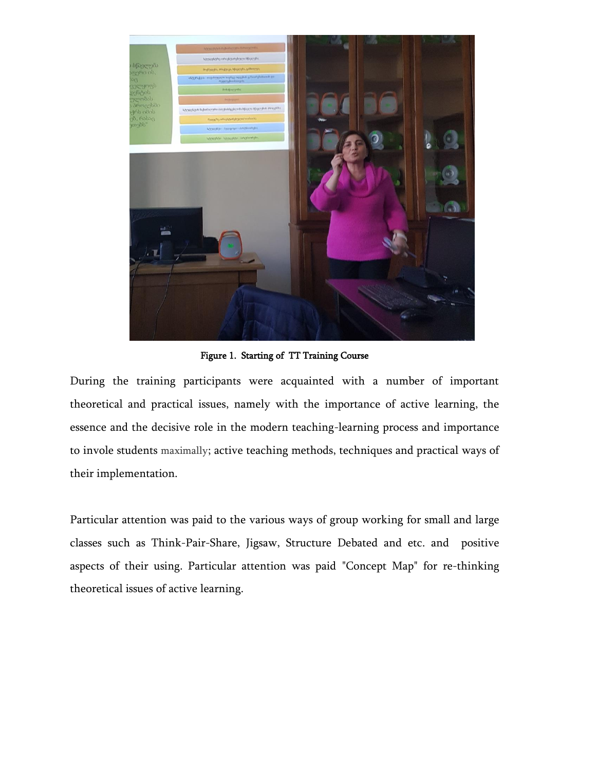Figure 1. Starting of TT Training Course

During the training participants were acquainted with a number of important theoretical and practical issues, namely with the importance of active learning, the essence and the decisive role in the modern teaching-learning process and importance to invole students maximally; active teaching methods, techniques and practical ways of their implementation.

Particular attention was paid to the various ways of group working for small and large classes such as Think-Pair-Share, Jigsaw, Structure Debated and etc. and positive aspects of their using. Particular attention was paid "Concept Map" for re-thinking theoretical issues of active learning.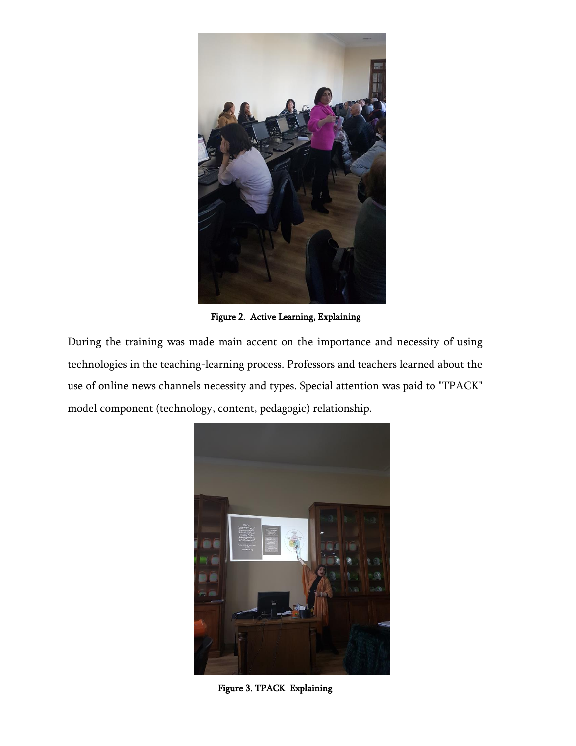Figure 2. Active Learning, Explaining

During the training was made main accent on the importance and necessity of using technologies in the teaching-learning process. Professors and teachers learned about the use of online news channels necessity and types. Special attention was paid to "TPACK" model component (technology, content, pedagogic) relationship.

Figure 3. TPACK Explaining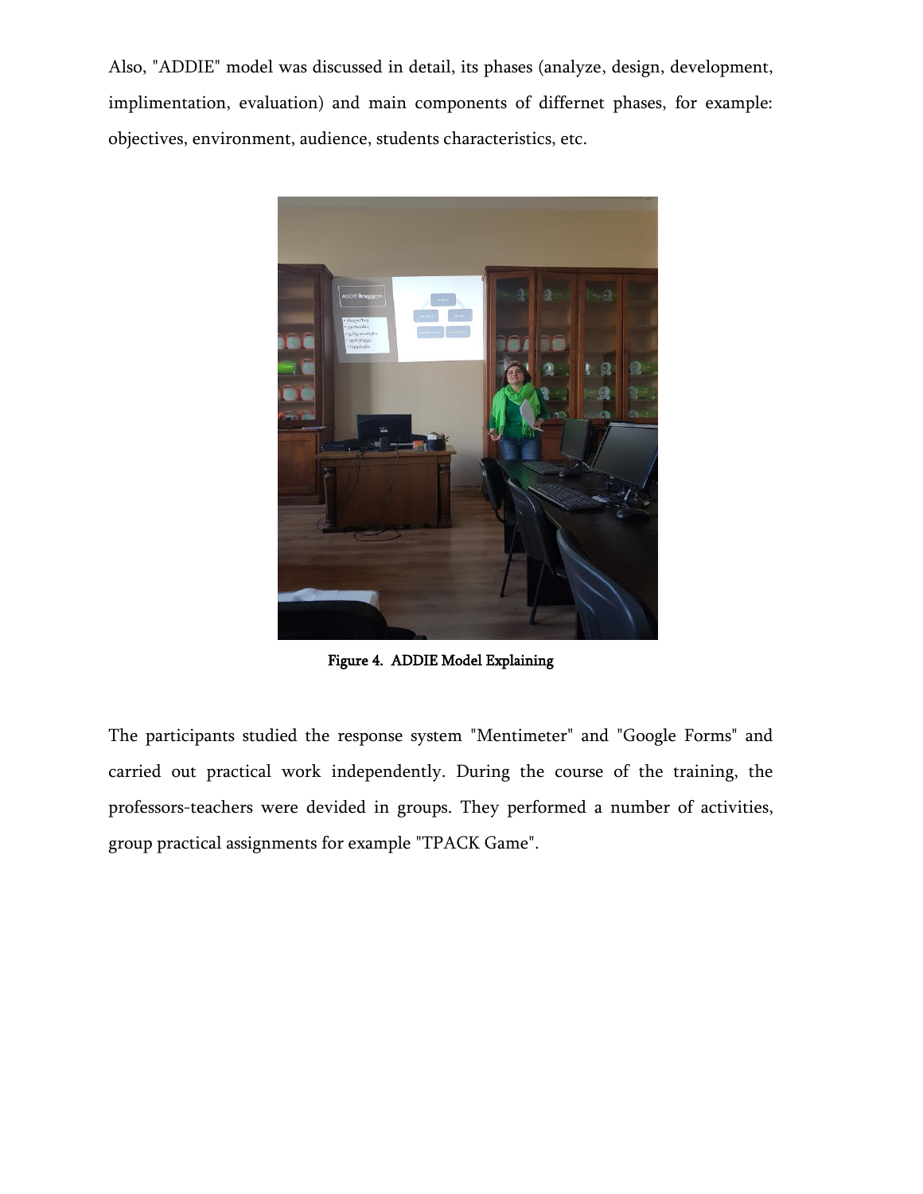Also, "ADDIE" model was discussed in detail, its phases (analyze, design, development, implimentation, evaluation) and main components of differnet phases, for example: objectives, environment, audience, students characteristics, etc.

**Figure 4. ADDIE Model Explaining**

The participants studied the response system "Mentimeter" and "Google Forms" and carried out practical work independently. During the course of the training, the professors-teachers were devided in groups. They performed a number of activities, group practical assignments for example "TPACK Game".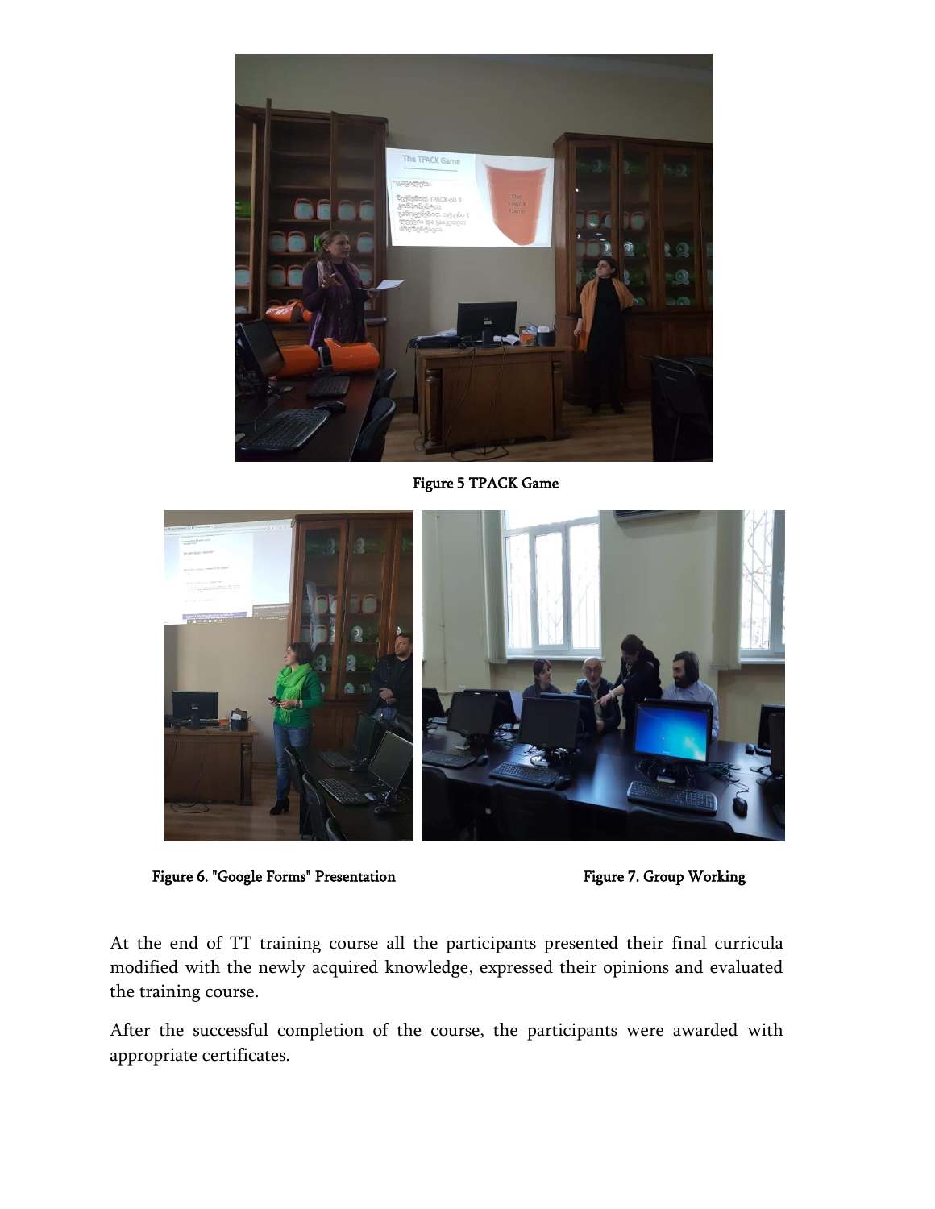Figure 5 TPACK Game

Figure 6. "Google Forms" Presentation

Figure 7. Group Working

At the end of TT training course all the participants presented their final curricula modified with the newly acquired knowledge, expressed their opinions and evaluated the training course.

After the successful completion of the course, the participants were awarded with appropriate certificates.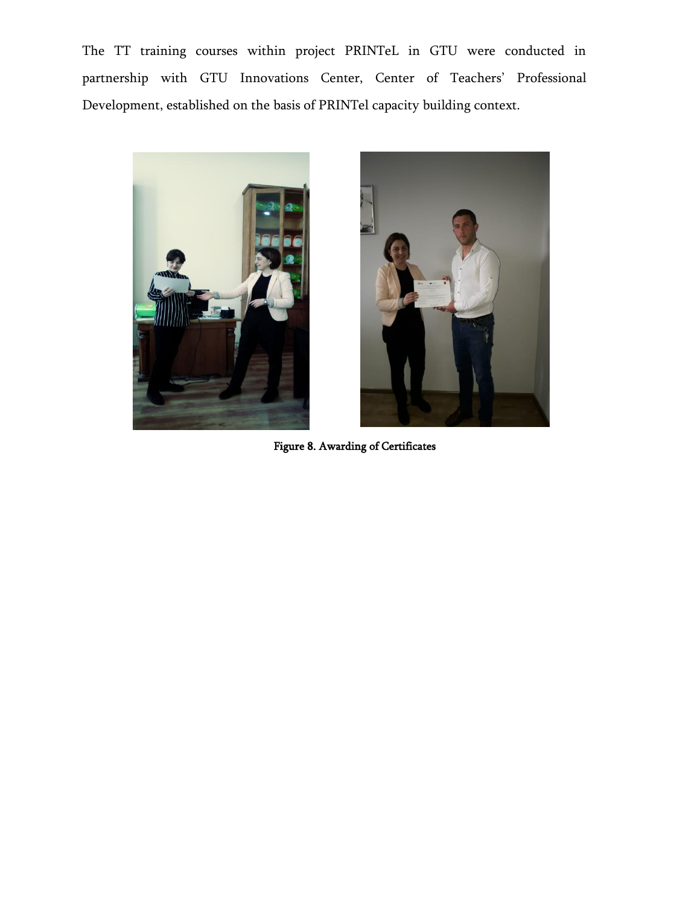The TT training courses within project PRINTeL in GTU were conducted in partnership with GTU Innovations Center, Center of Teachers' Professional Development, established on the basis of PRINTel capacity building context.

**Figure 8. Awarding of Certificates**